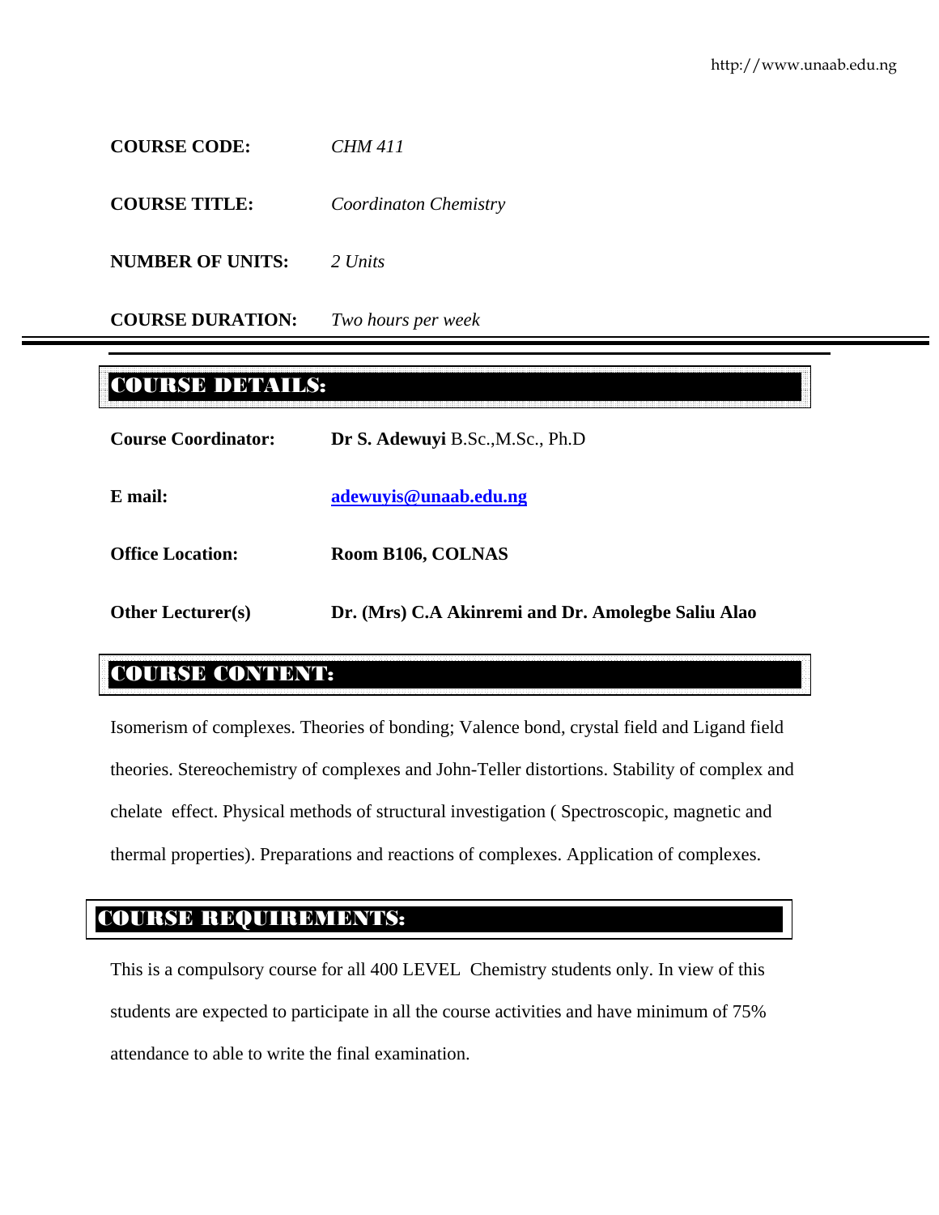**COURSE CODE:** *CHM 411*

**COURSE TITLE:** *Coordinaton Chemistry*

**NUMBER OF UNITS:** *2 Units*

**COURSE DURATION:** *Two hours per week*

## COURSE DETAILS:

**Course Coordinator:** **Dr S. Adewuyi** B.Sc.,M.Sc., Ph.D

**E mail:** **adewuyis@unaab.edu.ng**

**Office Location:** **Room B106, COLNAS**

**Other Lecturer(s)** **Dr. (Mrs) C.A Akinremi and Dr. Amolegbe Saliu Alao**

## COURSE CONTENT:

Isomerism of complexes. Theories of bonding; Valence bond, crystal field and Ligand field theories. Stereochemistry of complexes and John-Teller distortions. Stability of complex and chelate effect. Physical methods of structural investigation ( Spectroscopic, magnetic and thermal properties). Preparations and reactions of complexes. Application of complexes.

## COURSE REQUIREMENTS:

This is a compulsory course for all 400 LEVEL Chemistry students only. In view of this students are expected to participate in all the course activities and have minimum of 75% attendance to able to write the final examination.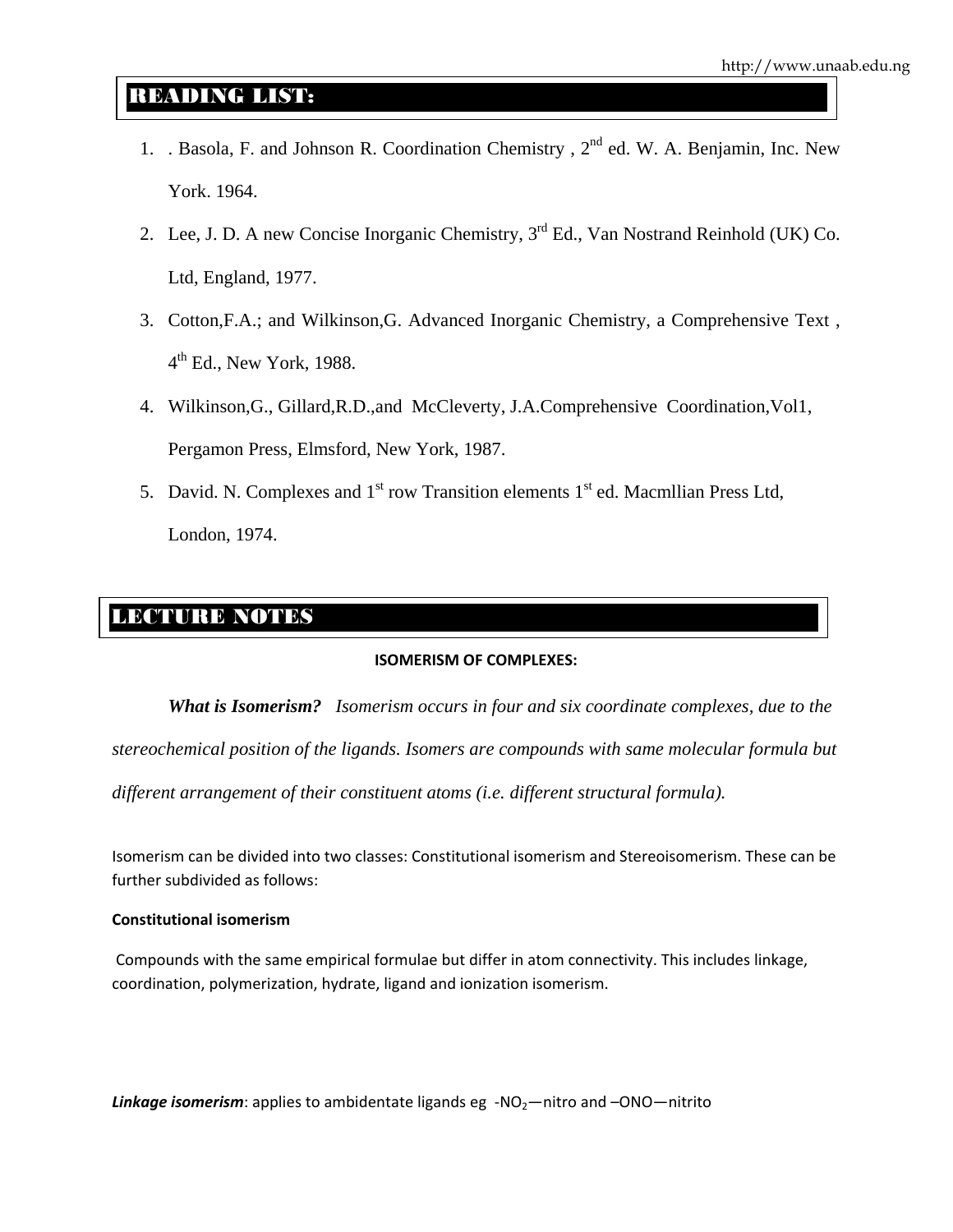## READING LIST:

1. . Basola, F. and Johnson R. Coordination Chemistry , 2nd ed. W. A. Benjamin, Inc. New York. 1964.
2. Lee, J. D. A new Concise Inorganic Chemistry, 3rd Ed., Van Nostrand Reinhold (UK) Co. Ltd, England, 1977.
3. Cotton,F.A.; and Wilkinson,G. Advanced Inorganic Chemistry, a Comprehensive Text , 4th Ed., New York, 1988.
4. Wilkinson,G., Gillard,R.D.,and McCleverty, J.A.Comprehensive Coordination,Vol1, Pergamon Press, Elmsford, New York, 1987.
5. David. N. Complexes and 1st row Transition elements 1st ed. Macmllian Press Ltd, London, 1974.

## LECTURE NOTES

### ISOMERISM OF COMPLEXES:

***What is Isomerism?*** *Isomerism occurs in four and six coordinate complexes, due to the stereochemical position of the ligands. Isomers are compounds with same molecular formula but different arrangement of their constituent atoms (i.e. different structural formula).*

Isomerism can be divided into two classes: Constitutional isomerism and Stereoisomerism. These can be further subdivided as follows:

**Constitutional isomerism**

Compounds with the same empirical formulae but differ in atom connectivity. This includes linkage, coordination, polymerization, hydrate, ligand and ionization isomerism.

***Linkage isomerism***: applies to ambidentate ligands eg -$NO_2$—nitro and –ONO—nitrito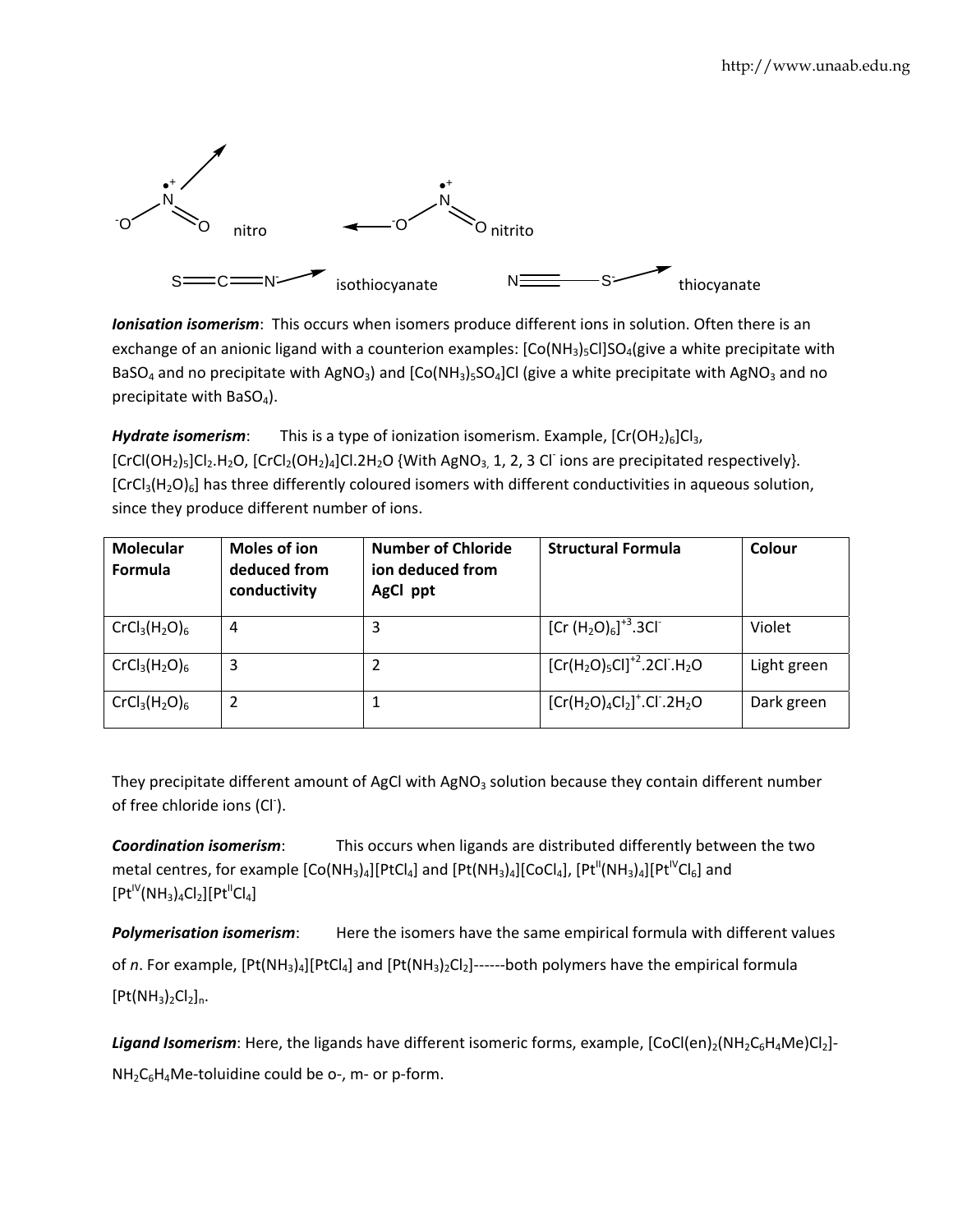nitro nitrito

isothiocyanate thiocyanate

***Ionisation isomerism***: This occurs when isomers produce different ions in solution. Often there is an exchange of an anionic ligand with a counterion examples: $[Co(NH_3)_5Cl]SO_4$(give a white precipitate with $BaSO_4$ and no precipitate with $AgNO_3$) and $[Co(NH_3)_5SO_4]Cl$ (give a white precipitate with $AgNO_3$ and no precipitate with $BaSO_4$).

***Hydrate isomerism***: This is a type of ionization isomerism. Example, $[Cr(OH_2)_6]Cl_3$, $[CrCl(OH_2)_5]Cl_2.H_2O$, $[CrCl_2(OH_2)_4]Cl.2H_2O$ {With $AgNO_3$, 1, 2, 3 $Cl^-$ ions are precipitated respectively}. $[CrCl_3(H_2O)_6]$ has three differently coloured isomers with different conductivities in aqueous solution, since they produce different number of ions.

| Molecular Formula | Moles of ion deduced from conductivity | Number of Chloride ion deduced from AgCl ppt | Structural Formula | Colour |
|---|---|---|---|---|
| $CrCl_3(H_2O)_6$ | 4 | 3 | $[Cr\ (H_2O)_6]^{+3}.3Cl^-$ | Violet |
| $CrCl_3(H_2O)_6$ | 3 | 2 | $[Cr(H_2O)_5Cl]^{+2}.2Cl^-.H_2O$ | Light green |
| $CrCl_3(H_2O)_6$ | 2 | 1 | $[Cr(H_2O)_4Cl_2]^+.Cl^-.2H_2O$ | Dark green |

They precipitate different amount of AgCl with $AgNO_3$ solution because they contain different number of free chloride ions ($Cl^-$).

***Coordination isomerism***: This occurs when ligands are distributed differently between the two metal centres, for example $[Co(NH_3)_4][PtCl_4]$ and $[Pt(NH_3)_4][CoCl_4]$, $[Pt^{II}(NH_3)_4][Pt^{IV}Cl_6]$ and $[Pt^{IV}(NH_3)_4Cl_2][Pt^{II}Cl_4]$

***Polymerisation isomerism***: Here the isomers have the same empirical formula with different values of *n*. For example, $[Pt(NH_3)_4][PtCl_4]$ and $[Pt(NH_3)_2Cl_2]$------both polymers have the empirical formula $[Pt(NH_3)_2Cl_2]_n$.

***Ligand Isomerism***: Here, the ligands have different isomeric forms, example, $[CoCl(en)_2(NH_2C_6H_4Me)Cl_2]$- $NH_2C_6H_4Me$-toluidine could be o-, m- or p-form.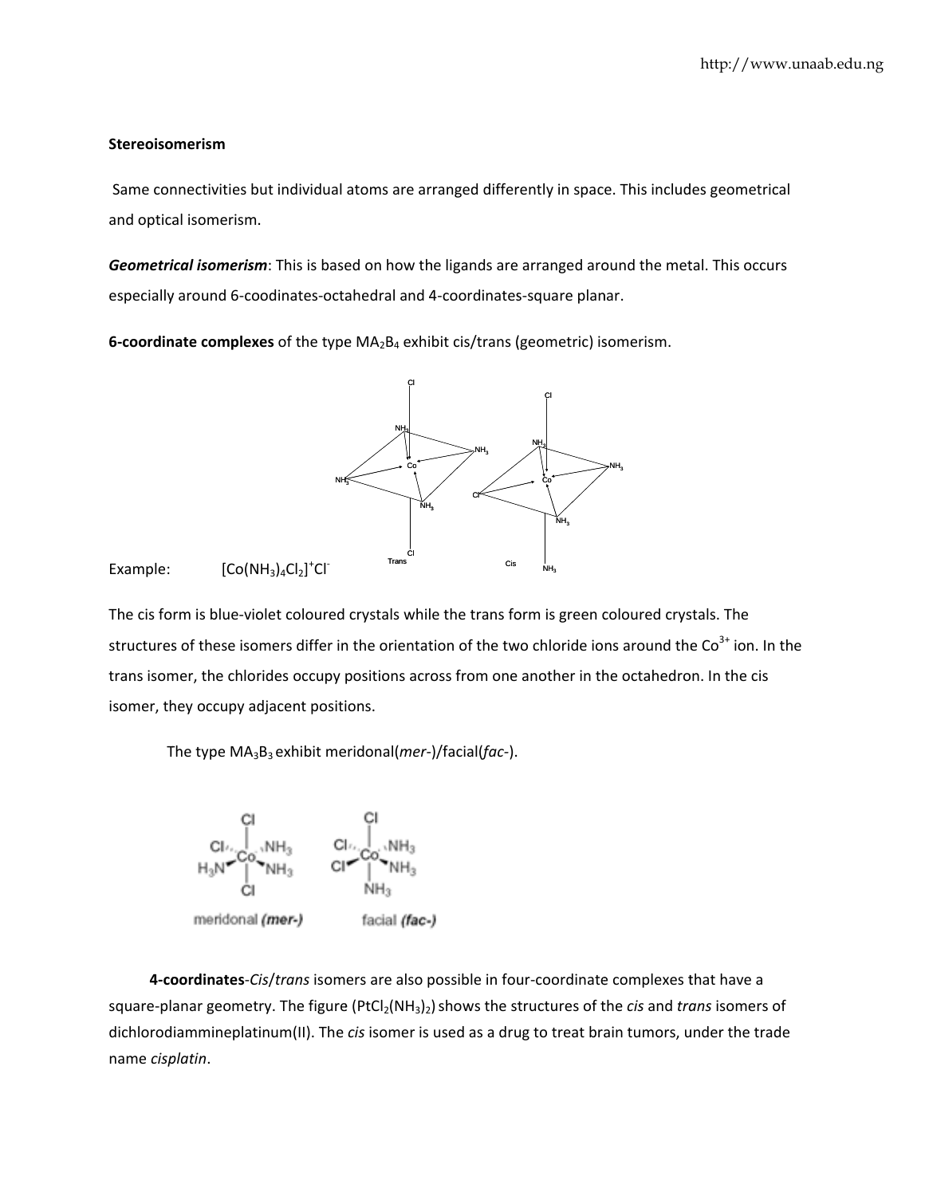**Stereoisomerism**

Same connectivities but individual atoms are arranged differently in space. This includes geometrical and optical isomerism.

***Geometrical isomerism***: This is based on how the ligands are arranged around the metal. This occurs especially around 6-coodinates-octahedral and 4-coordinates-square planar.

**6-coordinate complexes** of the type $MA_2B_4$ exhibit cis/trans (geometric) isomerism.

Example: $[Co(NH_3)_4Cl_2]^+Cl^-$

The cis form is blue-violet coloured crystals while the trans form is green coloured crystals. The structures of these isomers differ in the orientation of the two chloride ions around the $Co^{3+}$ ion. In the trans isomer, the chlorides occupy positions across from one another in the octahedron. In the cis isomer, they occupy adjacent positions.

The type $MA_3B_3$ exhibit meridonal(*mer*-)/facial(*fac*-).

**4-coordinates**-*Cis*/*trans* isomers are also possible in four-coordinate complexes that have a square-planar geometry. The figure ($PtCl_2(NH_3)_2$) shows the structures of the *cis* and *trans* isomers of dichlorodiammineplatinum(II). The *cis* isomer is used as a drug to treat brain tumors, under the trade name *cisplatin*.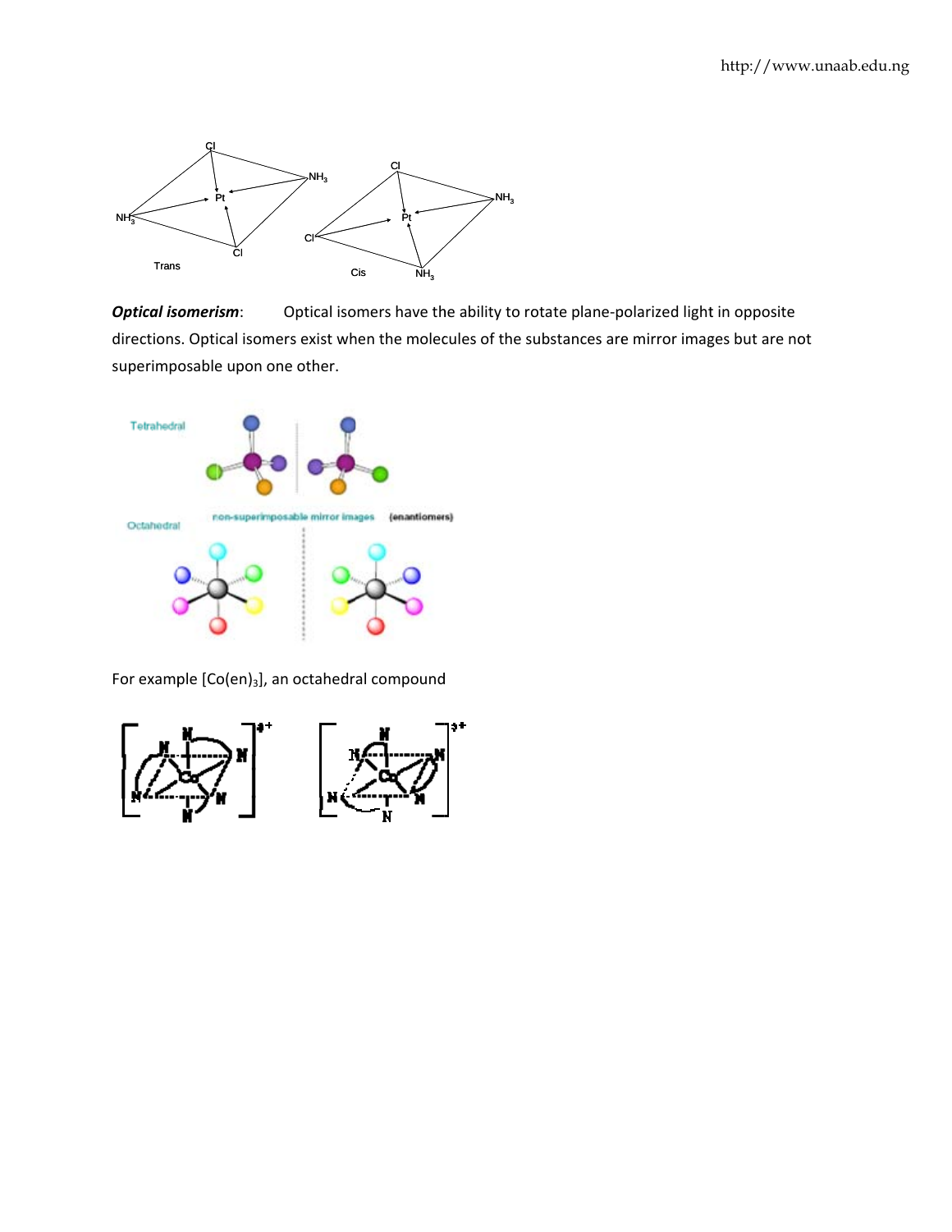*Optical isomerism*: Optical isomers have the ability to rotate plane-polarized light in opposite directions. Optical isomers exist when the molecules of the substances are mirror images but are not superimposable upon one other.

For example $[Co(en)_3]$, an octahedral compound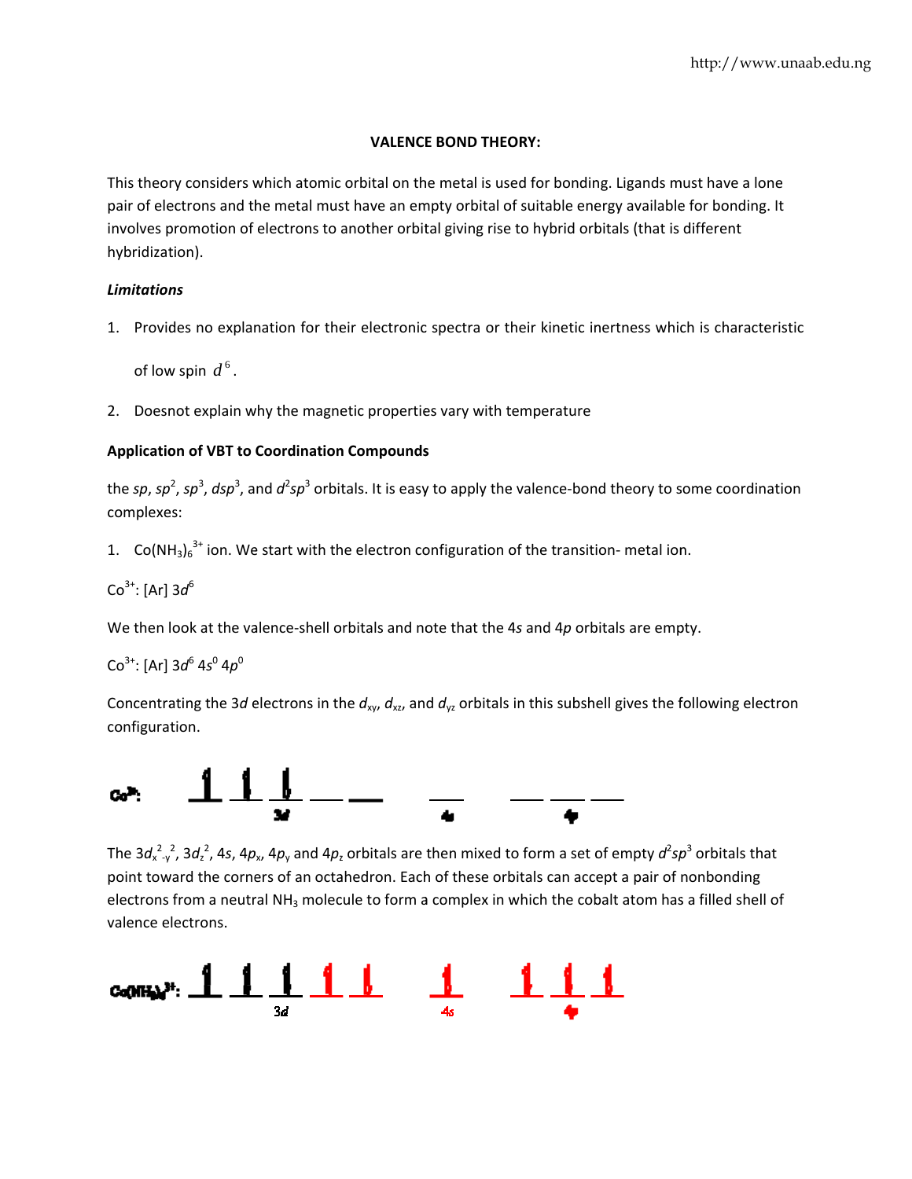### VALENCE BOND THEORY:

This theory considers which atomic orbital on the metal is used for bonding. Ligands must have a lone pair of electrons and the metal must have an empty orbital of suitable energy available for bonding. It involves promotion of electrons to another orbital giving rise to hybrid orbitals (that is different hybridization).

***Limitations***

1. Provides no explanation for their electronic spectra or their kinetic inertness which is characteristic of low spin $d^6$.
2. Doesnot explain why the magnetic properties vary with temperature

**Application of VBT to Coordination Compounds**

the *sp*, $sp^2$, $sp^3$, $dsp^3$, and $d^2sp^3$ orbitals. It is easy to apply the valence-bond theory to some coordination complexes:

1. $Co(NH_3)_6^{3+}$ ion. We start with the electron configuration of the transition- metal ion.

$Co^{3+}$: [Ar] $3d^6$

We then look at the valence-shell orbitals and note that the 4*s* and 4*p* orbitals are empty.

$Co^{3+}$: [Ar] $3d^6$ $4s^0$ $4p^0$

Concentrating the 3*d* electrons in the $d_{xy}$, $d_{xz}$, and $d_{yz}$ orbitals in this subshell gives the following electron configuration.

$Co^{3+}$: ⇅ ⇅ ⇅ __ __ (3d) __ (4s) __ __ __ (4p)

The $3d_{x^2-y^2}$, $3d_{z^2}$, 4*s*, $4p_x$, $4p_y$ and $4p_z$ orbitals are then mixed to form a set of empty $d^2sp^3$ orbitals that point toward the corners of an octahedron. Each of these orbitals can accept a pair of nonbonding electrons from a neutral $NH_3$ molecule to form a complex in which the cobalt atom has a filled shell of valence electrons.

$Co(NH_3)_6^{3+}$: ⇅ ⇅ ⇅ ⇅ ⇅ (3d) ⇅ (4s) ⇅ ⇅ ⇅ (4p)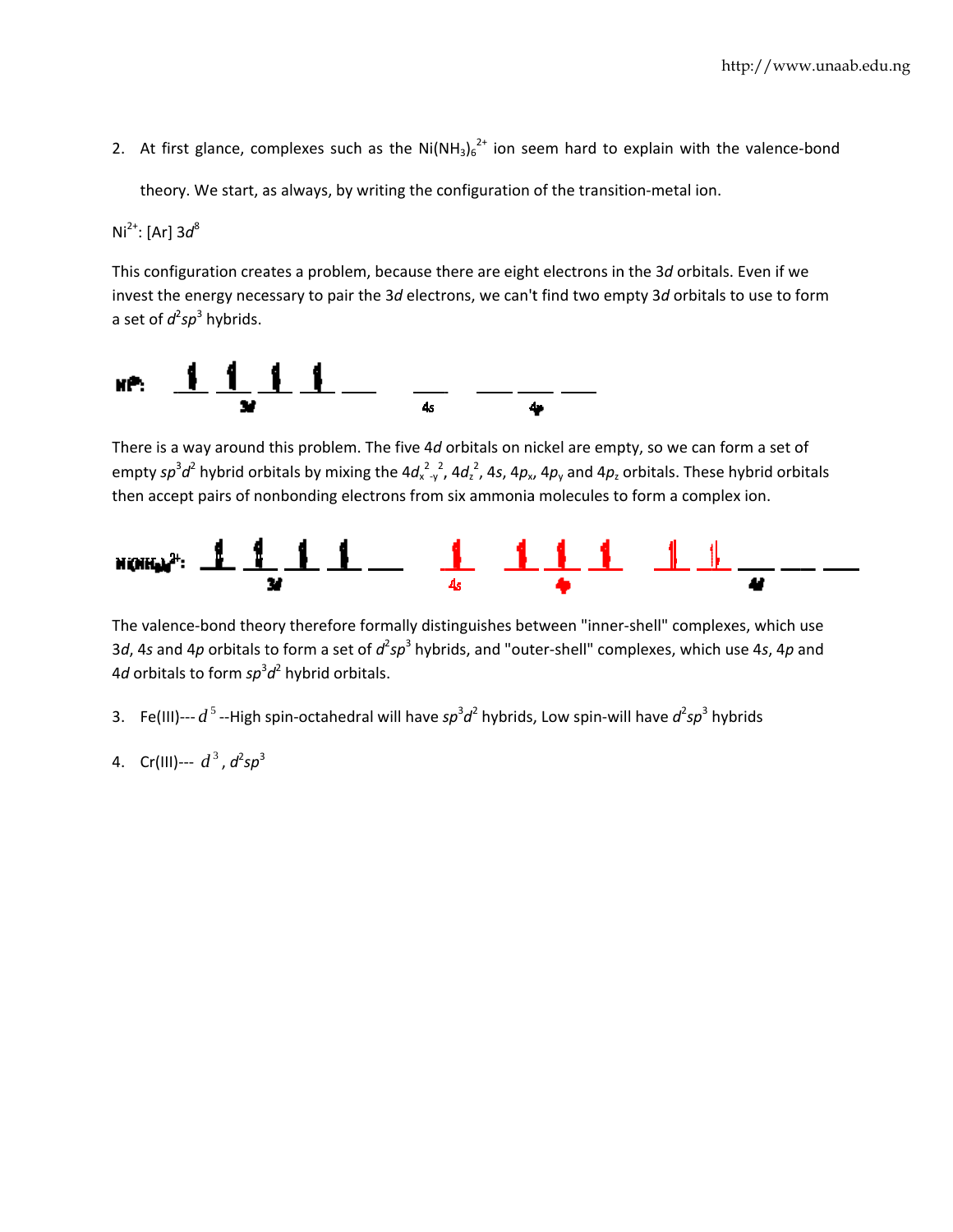2. At first glance, complexes such as the $Ni(NH_3)_6^{2+}$ ion seem hard to explain with the valence-bond theory. We start, as always, by writing the configuration of the transition-metal ion.

$Ni^{2+}$: [Ar] $3d^8$

This configuration creates a problem, because there are eight electrons in the 3*d* orbitals. Even if we invest the energy necessary to pair the 3*d* electrons, we can't find two empty 3*d* orbitals to use to form a set of $d^2sp^3$ hybrids.

There is a way around this problem. The five 4*d* orbitals on nickel are empty, so we can form a set of empty $sp^3d^2$ hybrid orbitals by mixing the $4d_{x^2-y^2}$, $4d_{z^2}$, 4*s*, $4p_x$, $4p_y$ and $4p_z$ orbitals. These hybrid orbitals then accept pairs of nonbonding electrons from six ammonia molecules to form a complex ion.

The valence-bond theory therefore formally distinguishes between "inner-shell" complexes, which use 3*d*, 4*s* and 4*p* orbitals to form a set of $d^2sp^3$ hybrids, and "outer-shell" complexes, which use 4*s*, 4*p* and 4*d* orbitals to form $sp^3d^2$ hybrid orbitals.

3. Fe(III)--- $d^5$ --High spin-octahedral will have $sp^3d^2$ hybrids, Low spin-will have $d^2sp^3$ hybrids

4. Cr(III)--- $d^3$, $d^2sp^3$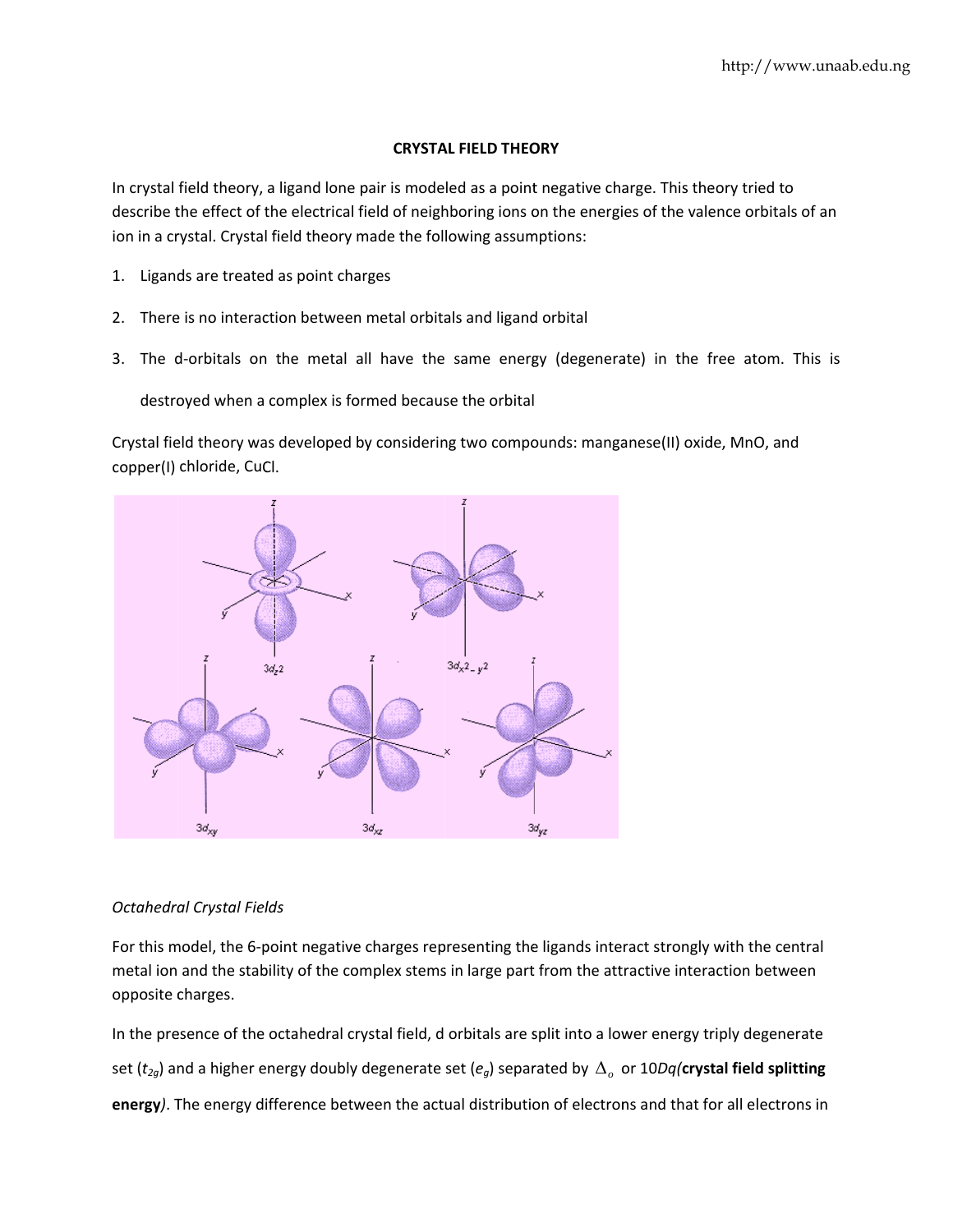## CRYSTAL FIELD THEORY

In crystal field theory, a ligand lone pair is modeled as a point negative charge. This theory tried to describe the effect of the electrical field of neighboring ions on the energies of the valence orbitals of an ion in a crystal. Crystal field theory made the following assumptions:

1. Ligands are treated as point charges
2. There is no interaction between metal orbitals and ligand orbital
3. The d-orbitals on the metal all have the same energy (degenerate) in the free atom. This is destroyed when a complex is formed because the orbital

Crystal field theory was developed by considering two compounds: manganese(II) oxide, MnO, and copper(I) chloride, CuCl.

*Octahedral Crystal Fields*

For this model, the 6-point negative charges representing the ligands interact strongly with the central metal ion and the stability of the complex stems in large part from the attractive interaction between opposite charges.

In the presence of the octahedral crystal field, d orbitals are split into a lower energy triply degenerate set ($t_{2g}$) and a higher energy doubly degenerate set ($e_g$) separated by $\Delta_o$ or 10*Dq*(**crystal field splitting energy**). The energy difference between the actual distribution of electrons and that for all electrons in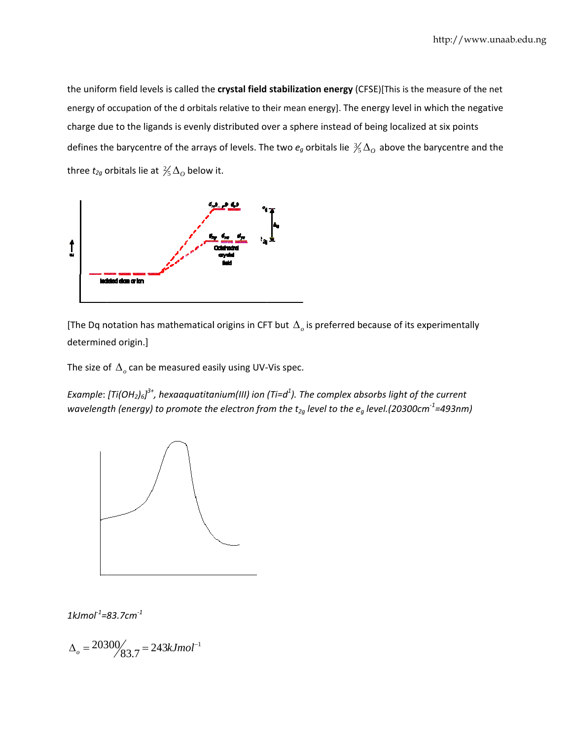the uniform field levels is called the **crystal field stabilization energy** (CFSE)[This is the measure of the net energy of occupation of the d orbitals relative to their mean energy]. The energy level in which the negative charge due to the ligands is evenly distributed over a sphere instead of being localized at six points defines the barycentre of the arrays of levels. The two $e_g$ orbitals lie $\frac{3}{5}\Delta_O$ above the barycentre and the three $t_{2g}$ orbitals lie at $\frac{2}{5}\Delta_O$ below it.

[The Dq notation has mathematical origins in CFT but $\Delta_o$ is preferred because of its experimentally determined origin.]

The size of $\Delta_o$ can be measured easily using UV-Vis spec.

*Example*: *$[Ti(OH_2)_6]^{3+}$, hexaaquatitanium(III) ion (Ti=$d^1$). The complex absorbs light of the current wavelength (energy) to promote the electron from the $t_{2g}$ level to the $e_g$ level.($20300cm^{-1}$=493nm)*

*$1kJmol^{-1}$=$83.7cm^{-1}$*

$$\Delta_o = 20300/83.7 = 243kJmol^{-1}$$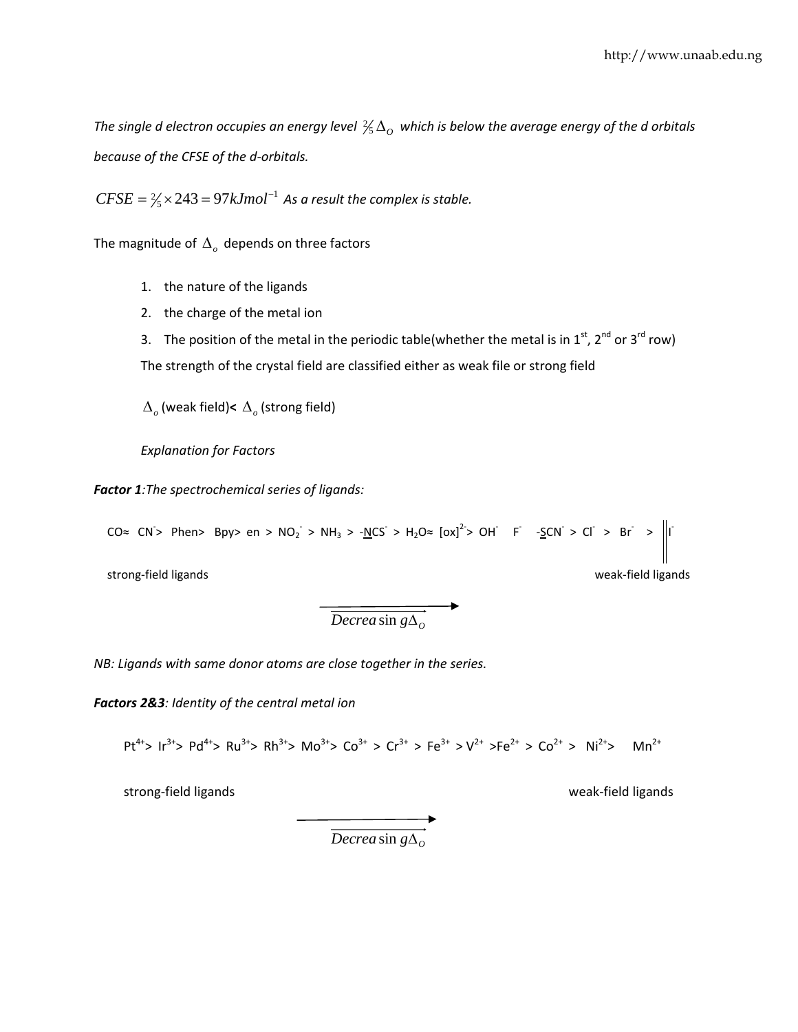*The single d electron occupies an energy level $\frac{2}{5}\Delta_O$ which is below the average energy of the d orbitals because of the CFSE of the d-orbitals.*

$CFSE = \frac{2}{5} \times 243 = 97kJmol^{-1}$ *As a result the complex is stable.*

The magnitude of $\Delta_o$ depends on three factors

1. the nature of the ligands
2. the charge of the metal ion
3. The position of the metal in the periodic table(whether the metal is in 1st, 2nd or 3rd row)

   The strength of the crystal field are classified either as weak file or strong field

   $\Delta_o$ (weak field)**<** $\Delta_o$ (strong field)

   *Explanation for Factors*

***Factor 1****:The spectrochemical series of ligands:*

CO≈ $CN^-$ > Phen> Bpy> en > $NO_2^-$ > $NH_3$ > -<u>N</u>CS$^-$ > $H_2O$≈ $[ox]^{2-}$> $OH^-$ $F^-$ -<u>S</u>CN$^-$ > $Cl^-$ > $Br^-$ > $I^-$

strong-field ligands weak-field ligands

$\overrightarrow{Decreasing\Delta_O}$

*NB: Ligands with same donor atoms are close together in the series.*

***Factors 2&3****: Identity of the central metal ion*

$Pt^{4+}$> $Ir^{3+}$> $Pd^{4+}$> $Ru^{3+}$> $Rh^{3+}$> $Mo^{3+}$> $Co^{3+}$ > $Cr^{3+}$ > $Fe^{3+}$ > $V^{2+}$ >$Fe^{2+}$ > $Co^{2+}$ > $Ni^{2+}$> $Mn^{2+}$

strong-field ligands weak-field ligands

$\overrightarrow{Decreasing\Delta_O}$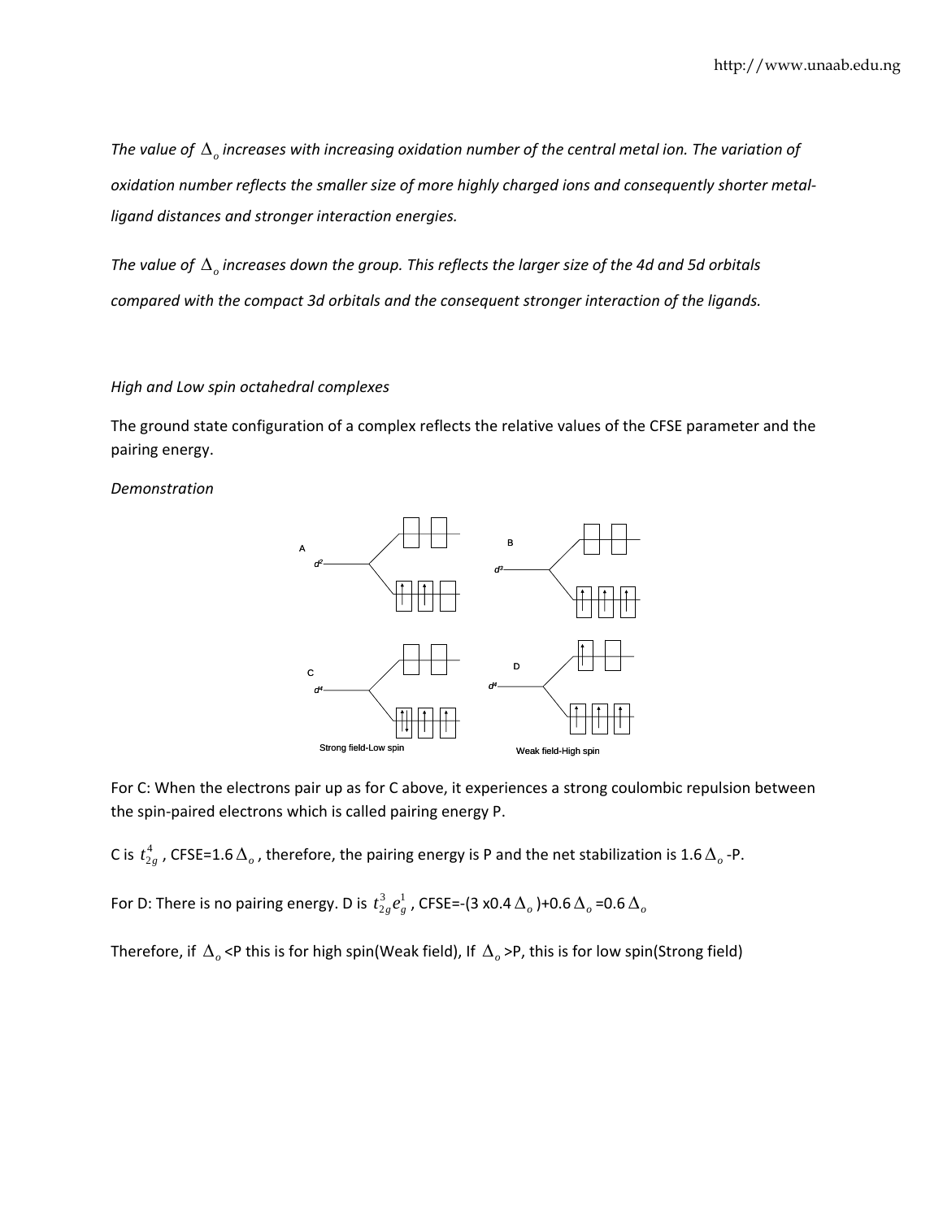*The value of $\Delta_o$ increases with increasing oxidation number of the central metal ion. The variation of oxidation number reflects the smaller size of more highly charged ions and consequently shorter metal-ligand distances and stronger interaction energies.*

*The value of $\Delta_o$ increases down the group. This reflects the larger size of the 4d and 5d orbitals compared with the compact 3d orbitals and the consequent stronger interaction of the ligands.*

*High and Low spin octahedral complexes*

The ground state configuration of a complex reflects the relative values of the CFSE parameter and the pairing energy.

*Demonstration*

A $d^2$ B $d^3$

C $d^4$ D $d^4$

Strong field-Low spin Weak field-High spin

For C: When the electrons pair up as for C above, it experiences a strong coulombic repulsion between the spin-paired electrons which is called pairing energy P.

C is $t_{2g}^4$ , CFSE=1.6$\Delta_o$ , therefore, the pairing energy is P and the net stabilization is 1.6$\Delta_o$ -P.

For D: There is no pairing energy. D is $t_{2g}^3 e_g^1$ , CFSE=-(3 x0.4$\Delta_o$ )+0.6$\Delta_o$ =0.6$\Delta_o$

Therefore, if $\Delta_o$ <P this is for high spin(Weak field), If $\Delta_o$ >P, this is for low spin(Strong field)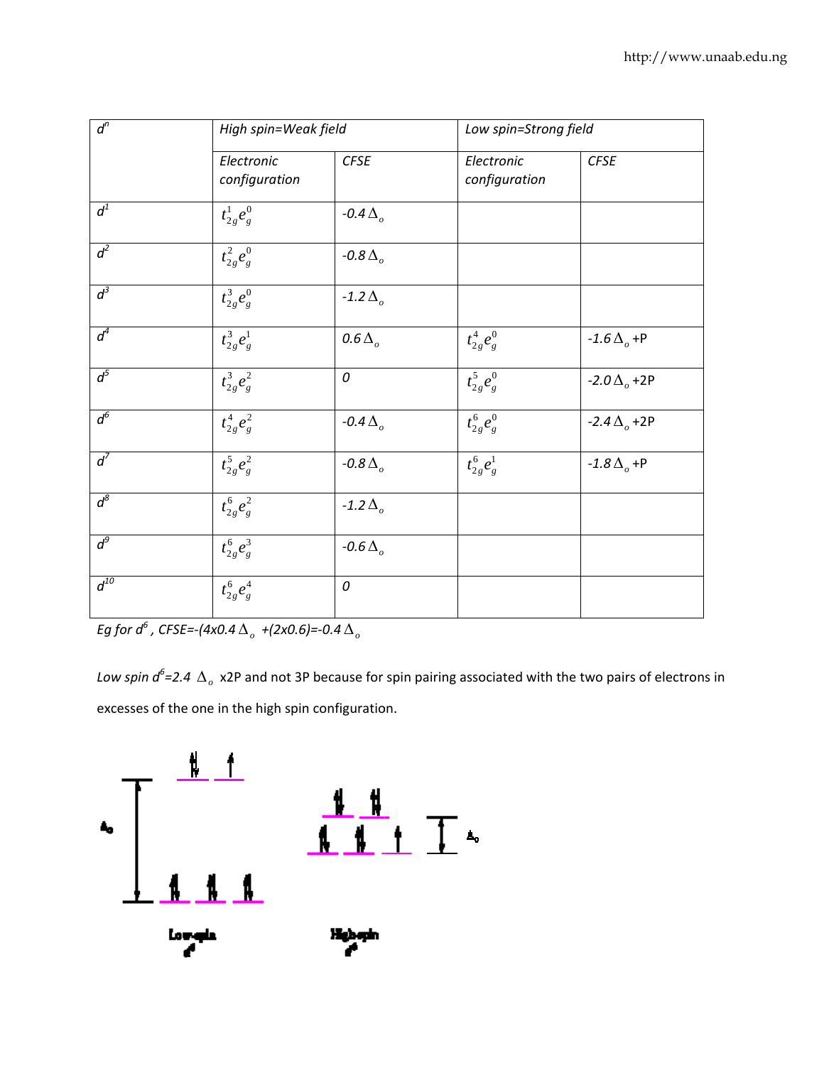| $d^n$ | High spin=Weak field | | Low spin=Strong field | |
|---|---|---|---|---|
| | Electronic configuration | CFSE | Electronic configuration | CFSE |
| $d^1$ | $t_{2g}^1 e_g^0$ | -0.4 $\Delta_o$ | | |
| $d^2$ | $t_{2g}^2 e_g^0$ | -0.8 $\Delta_o$ | | |
| $d^3$ | $t_{2g}^3 e_g^0$ | -1.2 $\Delta_o$ | | |
| $d^4$ | $t_{2g}^3 e_g^1$ | 0.6 $\Delta_o$ | $t_{2g}^4 e_g^0$ | -1.6 $\Delta_o$ +P |
| $d^5$ | $t_{2g}^3 e_g^2$ | 0 | $t_{2g}^5 e_g^0$ | -2.0 $\Delta_o$ +2P |
| $d^6$ | $t_{2g}^4 e_g^2$ | -0.4 $\Delta_o$ | $t_{2g}^6 e_g^0$ | -2.4 $\Delta_o$ +2P |
| $d^7$ | $t_{2g}^5 e_g^2$ | -0.8 $\Delta_o$ | $t_{2g}^6 e_g^1$ | -1.8 $\Delta_o$ +P |
| $d^8$ | $t_{2g}^6 e_g^2$ | -1.2 $\Delta_o$ | | |
| $d^9$ | $t_{2g}^6 e_g^3$ | -0.6 $\Delta_o$ | | |
| $d^{10}$ | $t_{2g}^6 e_g^4$ | 0 | | |

*Eg for $d^6$, CFSE=-(4x0.4 $\Delta_o$ +(2x0.6)=-0.4 $\Delta_o$*

*Low spin $d^6$=2.4 $\Delta_o$* x2P and not 3P because for spin pairing associated with the two pairs of electrons in excesses of the one in the high spin configuration.

$\Delta_o$ Low-spin $d^6$ High-spin $d^6$ $\Delta_o$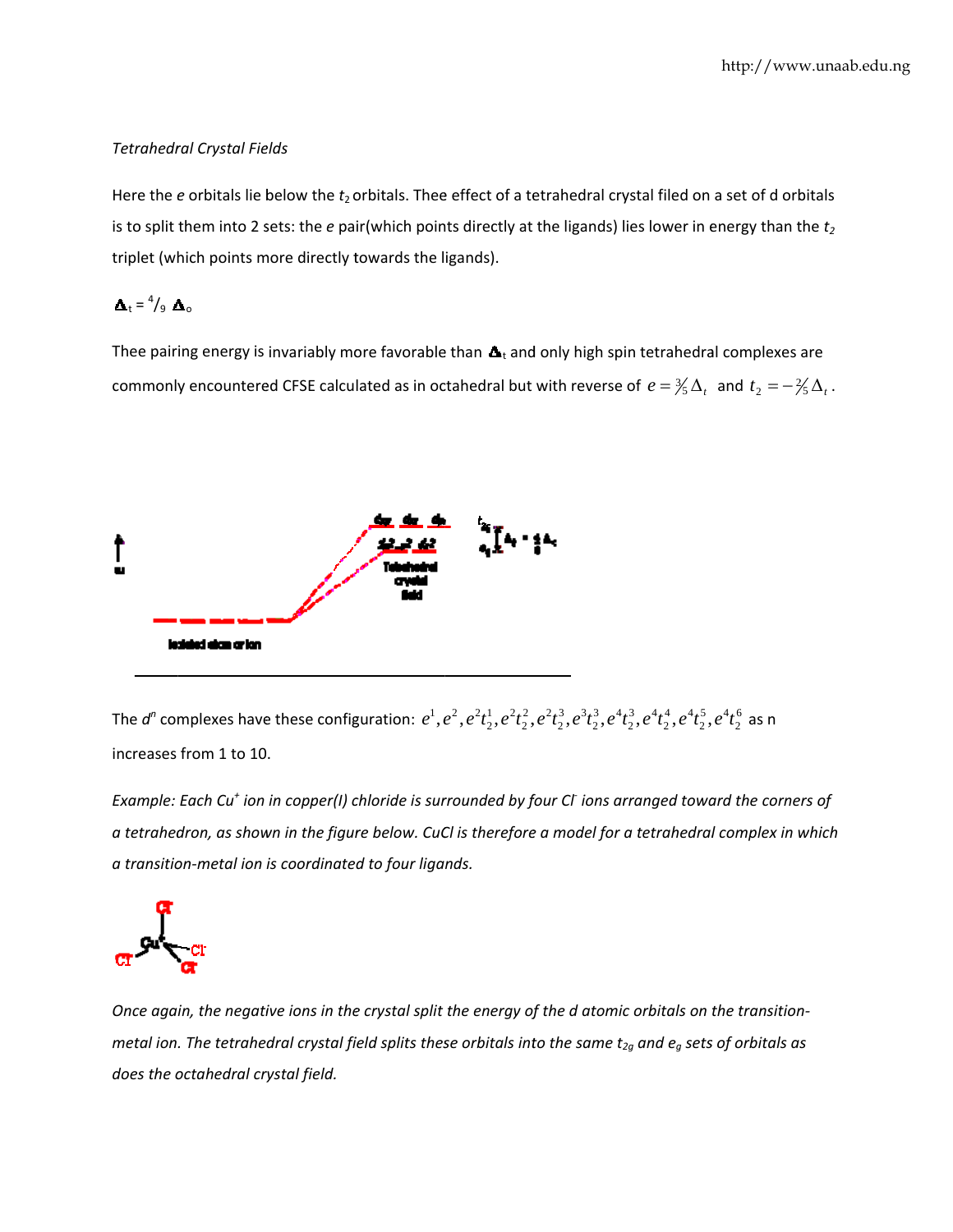*Tetrahedral Crystal Fields*

Here the *e* orbitals lie below the $t_2$ orbitals. Thee effect of a tetrahedral crystal filed on a set of d orbitals is to split them into 2 sets: the *e* pair(which points directly at the ligands) lies lower in energy than the $t_2$ triplet (which points more directly towards the ligands).

$\Delta_t = {}^4/_9\ \Delta_o$

Thee pairing energy is invariably more favorable than $\Delta_t$ and only high spin tetrahedral complexes are commonly encountered CFSE calculated as in octahedral but with reverse of $e = {}^3\!/_5\,\Delta_t$ and $t_2 = -{}^2\!/_5\,\Delta_t$.

The $d^n$ complexes have these configuration: $e^1, e^2, e^2t_2^1, e^2t_2^2, e^2t_2^3, e^3t_2^3, e^4t_2^3, e^4t_2^4, e^4t_2^5, e^4t_2^6$ as n increases from 1 to 10.

*Example: Each $Cu^+$ ion in copper(I) chloride is surrounded by four $Cl^-$ ions arranged toward the corners of a tetrahedron, as shown in the figure below. CuCl is therefore a model for a tetrahedral complex in which a transition-metal ion is coordinated to four ligands.*

*Once again, the negative ions in the crystal split the energy of the d atomic orbitals on the transition-metal ion. The tetrahedral crystal field splits these orbitals into the same $t_{2g}$ and $e_g$ sets of orbitals as does the octahedral crystal field.*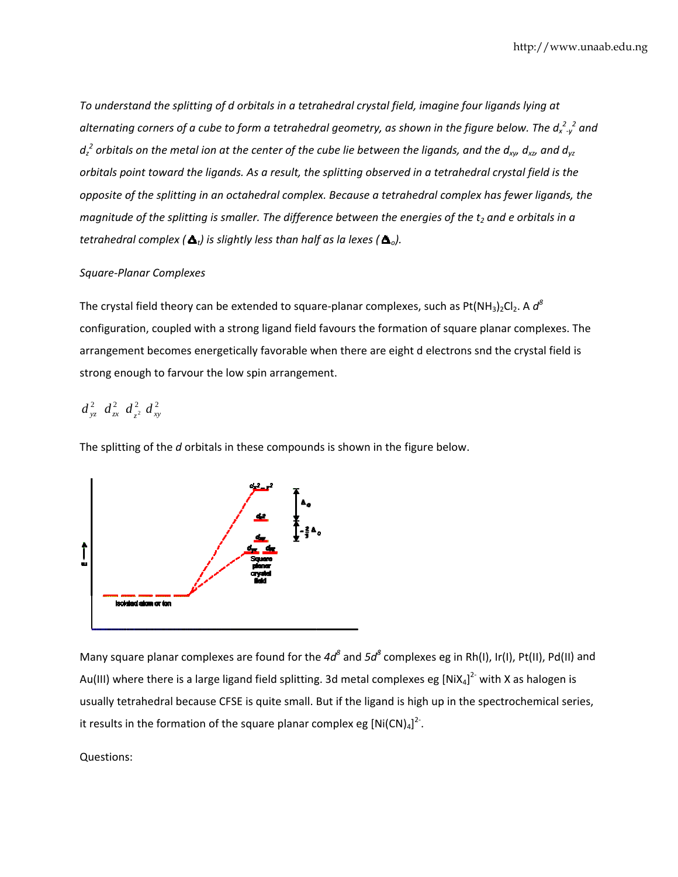*To understand the splitting of d orbitals in a tetrahedral crystal field, imagine four ligands lying at alternating corners of a cube to form a tetrahedral geometry, as shown in the figure below. The $d_{x^2-y^2}$ and $d_{z^2}$ orbitals on the metal ion at the center of the cube lie between the ligands, and the $d_{xy}$, $d_{xz}$, and $d_{yz}$ orbitals point toward the ligands. As a result, the splitting observed in a tetrahedral crystal field is the opposite of the splitting in an octahedral complex. Because a tetrahedral complex has fewer ligands, the magnitude of the splitting is smaller. The difference between the energies of the $t_2$ and e orbitals in a tetrahedral complex ($\Delta_t$) is slightly less than half as la lexes ($\Delta_o$).*

*Square-Planar Complexes*

The crystal field theory can be extended to square-planar complexes, such as $Pt(NH_3)_2Cl_2$. A $d^8$ configuration, coupled with a strong ligand field favours the formation of square planar complexes. The arrangement becomes energetically favorable when there are eight d electrons snd the crystal field is strong enough to farvour the low spin arrangement.

$d_{yz}^2 \; d_{zx}^2 \; d_{z^2}^2 \; d_{xy}^2$

The splitting of the *d* orbitals in these compounds is shown in the figure below.

Many square planar complexes are found for the $4d^8$ and $5d^8$ complexes eg in Rh(I), Ir(I), Pt(II), Pd(II) and Au(III) where there is a large ligand field splitting. 3d metal complexes eg $[NiX_4]^{2-}$ with X as halogen is usually tetrahedral because CFSE is quite small. But if the ligand is high up in the spectrochemical series, it results in the formation of the square planar complex eg $[Ni(CN)_4]^{2-}$.

Questions: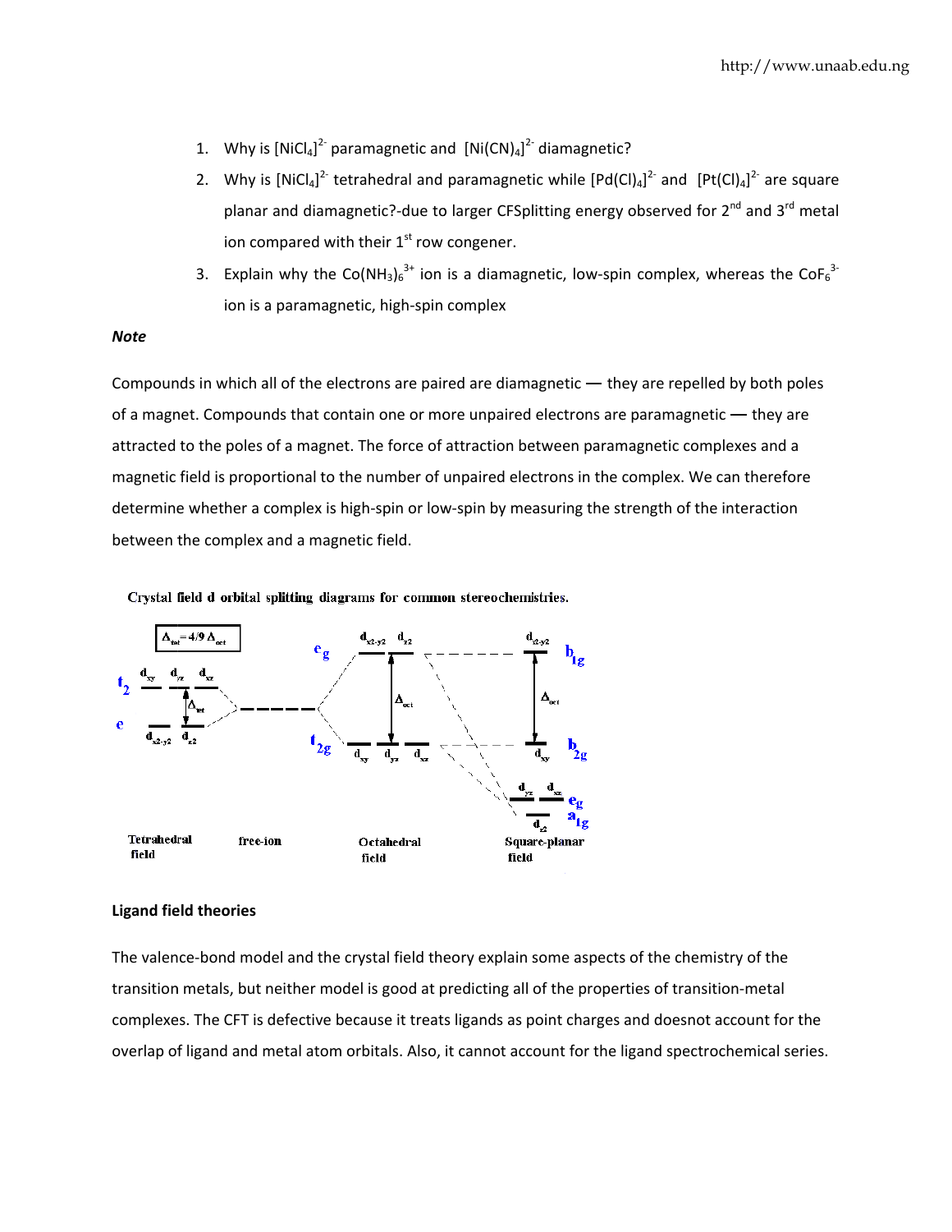1. Why is $[NiCl_4]^{2-}$ paramagnetic and $[Ni(CN)_4]^{2-}$ diamagnetic?
2. Why is $[NiCl_4]^{2-}$ tetrahedral and paramagnetic while $[Pd(Cl)_4]^{2-}$ and $[Pt(Cl)_4]^{2-}$ are square planar and diamagnetic?-due to larger CFSplitting energy observed for 2nd and 3rd metal ion compared with their 1st row congener.
3. Explain why the $Co(NH_3)_6^{3+}$ ion is a diamagnetic, low-spin complex, whereas the $CoF_6^{3-}$ ion is a paramagnetic, high-spin complex

***Note***

Compounds in which all of the electrons are paired are diamagnetic — they are repelled by both poles of a magnet. Compounds that contain one or more unpaired electrons are paramagnetic — they are attracted to the poles of a magnet. The force of attraction between paramagnetic complexes and a magnetic field is proportional to the number of unpaired electrons in the complex. We can therefore determine whether a complex is high-spin or low-spin by measuring the strength of the interaction between the complex and a magnetic field.

Crystal field d orbital splitting diagrams for common stereochemistries.

**Ligand field theories**

The valence-bond model and the crystal field theory explain some aspects of the chemistry of the transition metals, but neither model is good at predicting all of the properties of transition-metal complexes. The CFT is defective because it treats ligands as point charges and doesnot account for the overlap of ligand and metal atom orbitals. Also, it cannot account for the ligand spectrochemical series.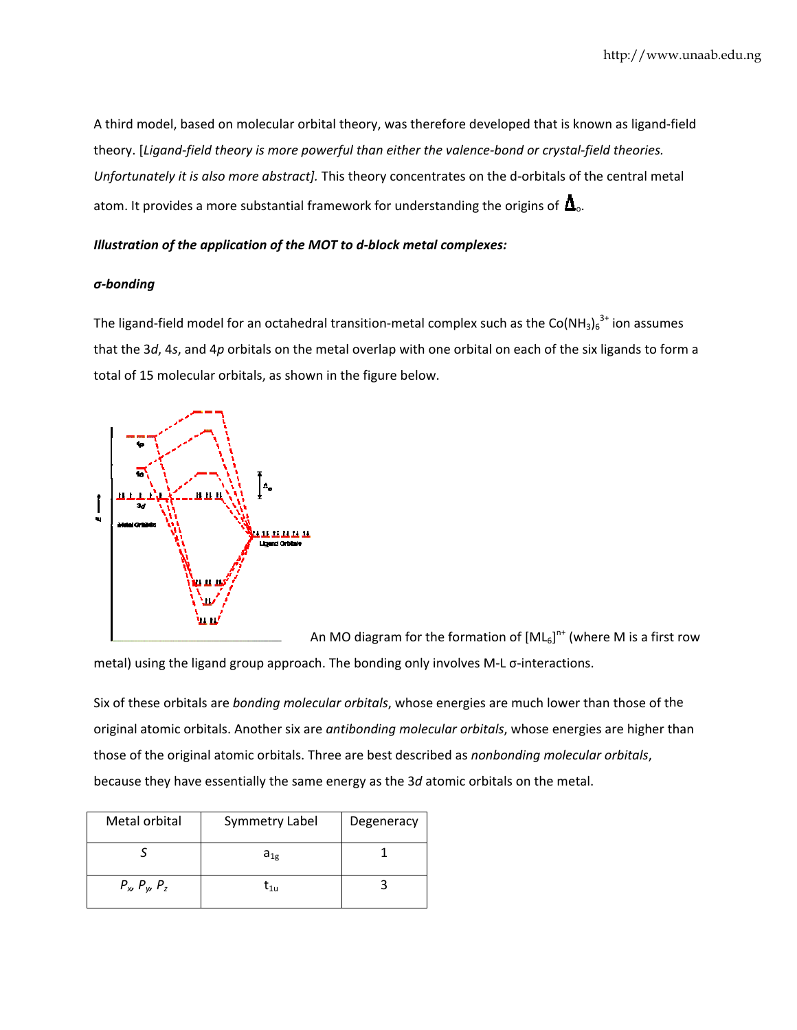A third model, based on molecular orbital theory, was therefore developed that is known as ligand-field theory. [*Ligand-field theory is more powerful than either the valence-bond or crystal-field theories. Unfortunately it is also more abstract].* This theory concentrates on the d-orbitals of the central metal atom. It provides a more substantial framework for understanding the origins of $\Delta_o$.

***Illustration of the application of the MOT to d-block metal complexes:***

***σ-bonding***

The ligand-field model for an octahedral transition-metal complex such as the $Co(NH_3)_6^{3+}$ ion assumes that the 3*d*, 4*s*, and 4*p* orbitals on the metal overlap with one orbital on each of the six ligands to form a total of 15 molecular orbitals, as shown in the figure below.

An MO diagram for the formation of $[ML_6]^{n+}$ (where M is a first row metal) using the ligand group approach. The bonding only involves M-L σ-interactions.

Six of these orbitals are *bonding molecular orbitals*, whose energies are much lower than those of the original atomic orbitals. Another six are *antibonding molecular orbitals*, whose energies are higher than those of the original atomic orbitals. Three are best described as *nonbonding molecular orbitals*, because they have essentially the same energy as the 3*d* atomic orbitals on the metal.

| Metal orbital | Symmetry Label | Degeneracy |
|---|---|---|
| *S* | $a_{1g}$ | 1 |
| $P_x$, $P_y$, $P_z$ | $t_{1u}$ | 3 |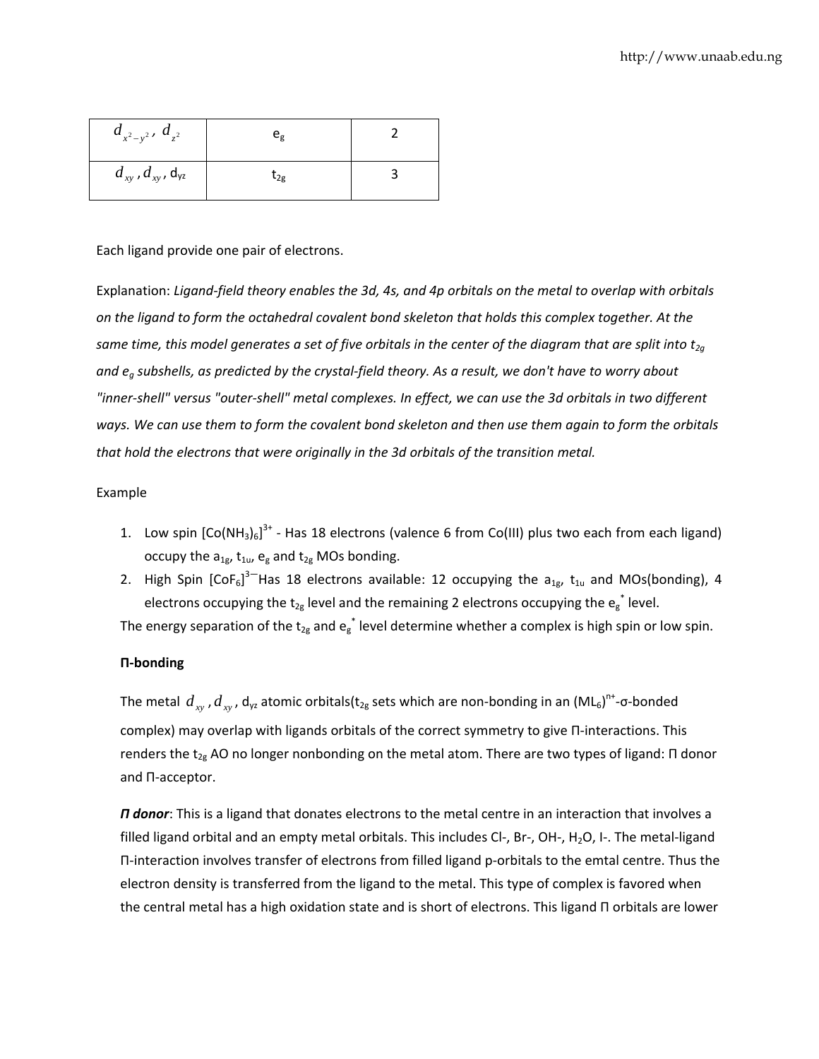| $d_{x^2-y^2}$, $d_{z^2}$ | $e_g$ | 2 |
|---|---|---|
| $d_{xy}$, $d_{xy}$, $d_{yz}$ | $t_{2g}$ | 3 |

Each ligand provide one pair of electrons.

Explanation: *Ligand-field theory enables the 3d, 4s, and 4p orbitals on the metal to overlap with orbitals on the ligand to form the octahedral covalent bond skeleton that holds this complex together. At the same time, this model generates a set of five orbitals in the center of the diagram that are split into $t_{2g}$ and $e_g$ subshells, as predicted by the crystal-field theory. As a result, we don't have to worry about "inner-shell" versus "outer-shell" metal complexes. In effect, we can use the 3d orbitals in two different ways. We can use them to form the covalent bond skeleton and then use them again to form the orbitals that hold the electrons that were originally in the 3d orbitals of the transition metal.*

Example

1. Low spin $[Co(NH_3)_6]^{3+}$ - Has 18 electrons (valence 6 from Co(III) plus two each from each ligand) occupy the $a_{1g}$, $t_{1u}$, $e_g$ and $t_{2g}$ MOs bonding.
2. High Spin $[CoF_6]^{3-}$Has 18 electrons available: 12 occupying the $a_{1g}$, $t_{1u}$ and MOs(bonding), 4 electrons occupying the $t_{2g}$ level and the remaining 2 electrons occupying the $e_g^*$ level.

The energy separation of the $t_{2g}$ and $e_g^*$ level determine whether a complex is high spin or low spin.

**Π-bonding**

The metal $d_{xy}$, $d_{xy}$, $d_{yz}$ atomic orbitals($t_{2g}$ sets which are non-bonding in an $(ML_6)^{n+}$-σ-bonded complex) may overlap with ligands orbitals of the correct symmetry to give Π-interactions. This renders the $t_{2g}$ AO no longer nonbonding on the metal atom. There are two types of ligand: Π donor and Π-acceptor.

***Π donor***: This is a ligand that donates electrons to the metal centre in an interaction that involves a filled ligand orbital and an empty metal orbitals. This includes Cl-, Br-, OH-, $H_2O$, I-. The metal-ligand Π-interaction involves transfer of electrons from filled ligand p-orbitals to the emtal centre. Thus the electron density is transferred from the ligand to the metal. This type of complex is favored when the central metal has a high oxidation state and is short of electrons. This ligand Π orbitals are lower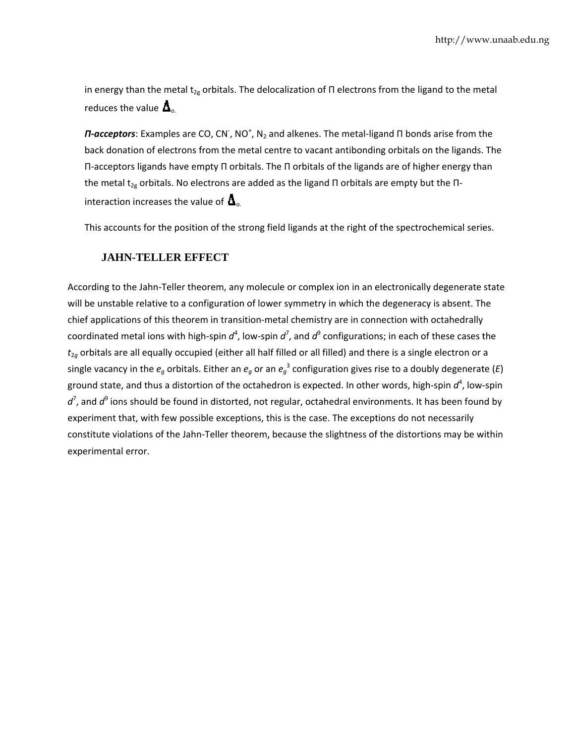in energy than the metal $t_{2g}$ orbitals. The delocalization of Π electrons from the ligand to the metal reduces the value $\Delta_o$.

***Π-acceptors***: Examples are CO, $CN^-$, $NO^+$, $N_2$ and alkenes. The metal-ligand Π bonds arise from the back donation of electrons from the metal centre to vacant antibonding orbitals on the ligands. The Π-acceptors ligands have empty Π orbitals. The Π orbitals of the ligands are of higher energy than the metal $t_{2g}$ orbitals. No electrons are added as the ligand Π orbitals are empty but the Π-interaction increases the value of $\Delta_o$.

This accounts for the position of the strong field ligands at the right of the spectrochemical series.

## JAHN-TELLER EFFECT

According to the Jahn-Teller theorem, any molecule or complex ion in an electronically degenerate state will be unstable relative to a configuration of lower symmetry in which the degeneracy is absent. The chief applications of this theorem in transition-metal chemistry are in connection with octahedrally coordinated metal ions with high-spin $d^4$, low-spin $d^7$, and $d^9$ configurations; in each of these cases the $t_{2g}$ orbitals are all equally occupied (either all half filled or all filled) and there is a single electron or a single vacancy in the $e_g$ orbitals. Either an $e_g$ or an $e_g^3$ configuration gives rise to a doubly degenerate ($E$) ground state, and thus a distortion of the octahedron is expected. In other words, high-spin $d^4$, low-spin $d^7$, and $d^9$ ions should be found in distorted, not regular, octahedral environments. It has been found by experiment that, with few possible exceptions, this is the case. The exceptions do not necessarily constitute violations of the Jahn-Teller theorem, because the slightness of the distortions may be within experimental error.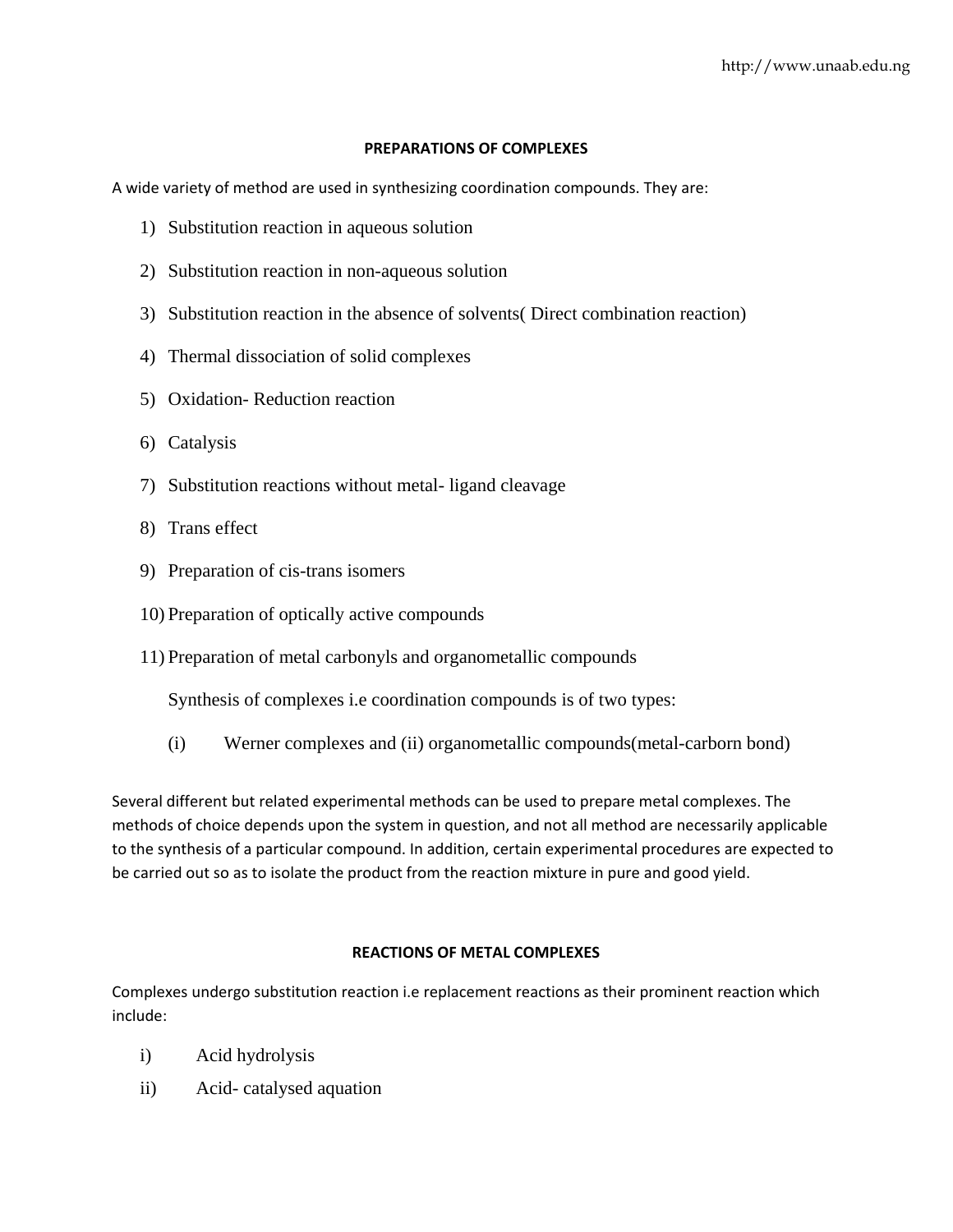## PREPARATIONS OF COMPLEXES

A wide variety of method are used in synthesizing coordination compounds. They are:

1) Substitution reaction in aqueous solution
2) Substitution reaction in non-aqueous solution
3) Substitution reaction in the absence of solvents( Direct combination reaction)
4) Thermal dissociation of solid complexes
5) Oxidation- Reduction reaction
6) Catalysis
7) Substitution reactions without metal- ligand cleavage
8) Trans effect
9) Preparation of cis-trans isomers
10) Preparation of optically active compounds
11) Preparation of metal carbonyls and organometallic compounds

    Synthesis of complexes i.e coordination compounds is of two types:

    (i) Werner complexes and (ii) organometallic compounds(metal-carborn bond)

Several different but related experimental methods can be used to prepare metal complexes. The methods of choice depends upon the system in question, and not all method are necessarily applicable to the synthesis of a particular compound. In addition, certain experimental procedures are expected to be carried out so as to isolate the product from the reaction mixture in pure and good yield.

## REACTIONS OF METAL COMPLEXES

Complexes undergo substitution reaction i.e replacement reactions as their prominent reaction which include:

i) Acid hydrolysis
ii) Acid- catalysed aquation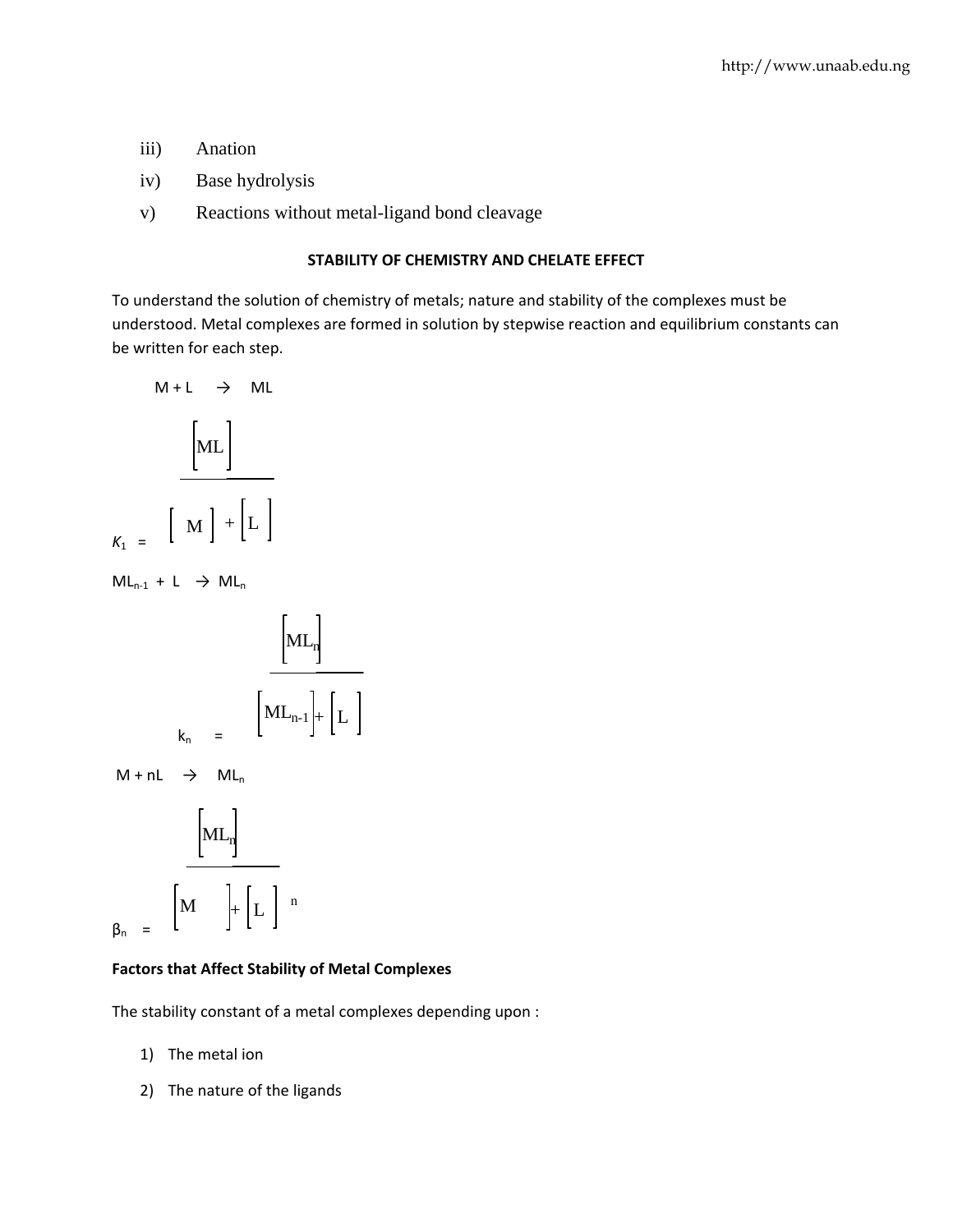iii) Anation

iv) Base hydrolysis

v) Reactions without metal-ligand bond cleavage

**STABILITY OF CHEMISTRY AND CHELATE EFFECT**

To understand the solution of chemistry of metals; nature and stability of the complexes must be understood. Metal complexes are formed in solution by stepwise reaction and equilibrium constants can be written for each step.

$$M + L \rightarrow ML$$

$$K_1 = \frac{[ML]}{[M] + [L]}$$

$$ML_{n-1} + L \rightarrow ML_n$$

$$k_n = \frac{[ML_n]}{[ML_{n-1}] + [L]}$$

$$M + nL \rightarrow ML_n$$

$$\beta_n = \frac{[ML_n]}{[M] + [L]^n}$$

**Factors that Affect Stability of Metal Complexes**

The stability constant of a metal complexes depending upon :

1) The metal ion
2) The nature of the ligands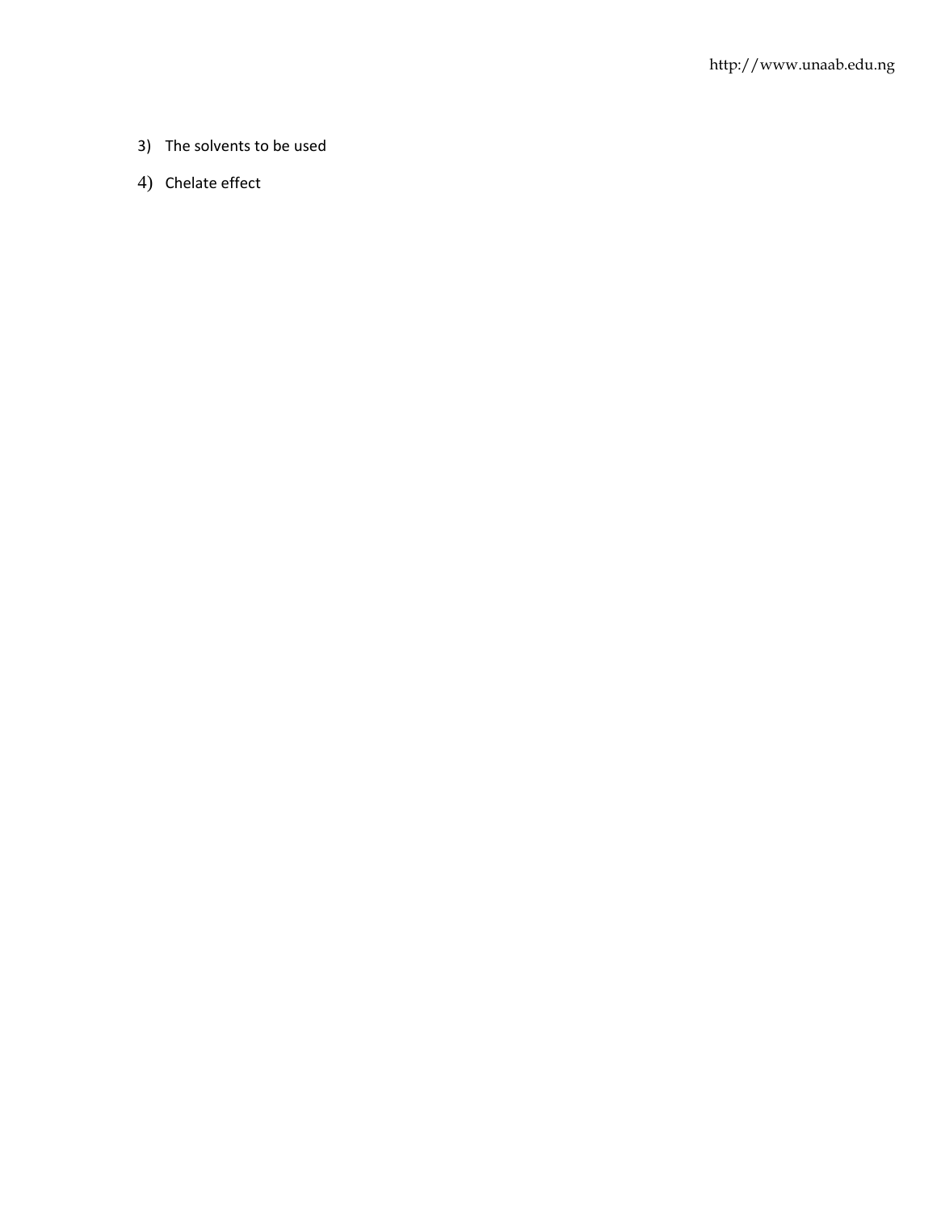3) The solvents to be used
4) Chelate effect